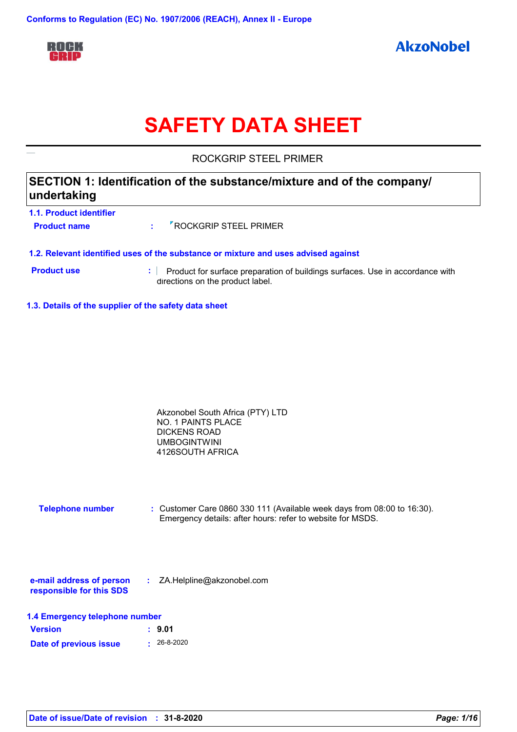Conforms to Regulation (EC) No. 1907/2006 (REACH), Annex II - Europe

# SAFETY DATA SHEET

ROCKGRIP STEEL PRIMER

## SECTION 1: Identification of the substance/mixture and of the company/ undertaking

### 1.1. Product identifier

**Product name** : ROCKGRIP STEEL PRIMER

### 1.2. Relevant identified uses of the substance or mixture and uses advised against

**Product use** : Product for surface preparation of buildings surfaces. Use in accordance with directions on the product label.

### 1.3. Details of the supplier of the safety data sheet

Akzonobel South Africa (PTY) LTD
NO. 1 PAINTS PLACE
DICKENS ROAD
UMBOGINTWINI
4126SOUTH AFRICA

**Telephone number** : Customer Care 0860 330 111 (Available week days from 08:00 to 16:30). Emergency details: after hours: refer to website for MSDS.

**e-mail address of person responsible for this SDS** : ZA.Helpline@akzonobel.com

### 1.4 Emergency telephone number

**Version** : **9.01**

**Date of previous issue** : 26-8-2020

**Date of issue/Date of revision** : **31-8-2020**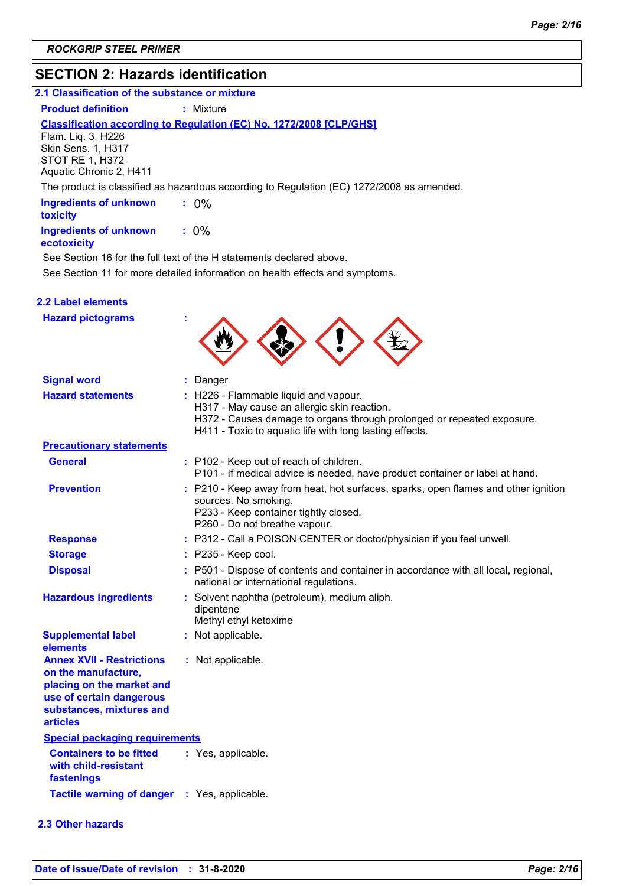## SECTION 2: Hazards identification

### 2.1 Classification of the substance or mixture

**Product definition** : Mixture

**Classification according to Regulation (EC) No. 1272/2008 [CLP/GHS]**

Flam. Liq. 3, H226
Skin Sens. 1, H317
STOT RE 1, H372
Aquatic Chronic 2, H411

The product is classified as hazardous according to Regulation (EC) 1272/2008 as amended.

**Ingredients of unknown toxicity** : 0%

**Ingredients of unknown ecotoxicity** : 0%

See Section 16 for the full text of the H statements declared above.

See Section 11 for more detailed information on health effects and symptoms.

### 2.2 Label elements

**Hazard pictograms** :

**Signal word** : Danger

**Hazard statements** :
H226 - Flammable liquid and vapour.
H317 - May cause an allergic skin reaction.
H372 - Causes damage to organs through prolonged or repeated exposure.
H411 - Toxic to aquatic life with long lasting effects.

**Precautionary statements**

**General** :
P102 - Keep out of reach of children.
P101 - If medical advice is needed, have product container or label at hand.

**Prevention** :
P210 - Keep away from heat, hot surfaces, sparks, open flames and other ignition sources. No smoking.
P233 - Keep container tightly closed.
P260 - Do not breathe vapour.

**Response** : P312 - Call a POISON CENTER or doctor/physician if you feel unwell.

**Storage** : P235 - Keep cool.

**Disposal** : P501 - Dispose of contents and container in accordance with all local, regional, national or international regulations.

**Hazardous ingredients** :
Solvent naphtha (petroleum), medium aliph.
dipentene
Methyl ethyl ketoxime

**Supplemental label elements** : Not applicable.

**Annex XVII - Restrictions on the manufacture, placing on the market and use of certain dangerous substances, mixtures and articles** : Not applicable.

**Special packaging requirements**

**Containers to be fitted with child-resistant fastenings** : Yes, applicable.

**Tactile warning of danger** : Yes, applicable.

### 2.3 Other hazards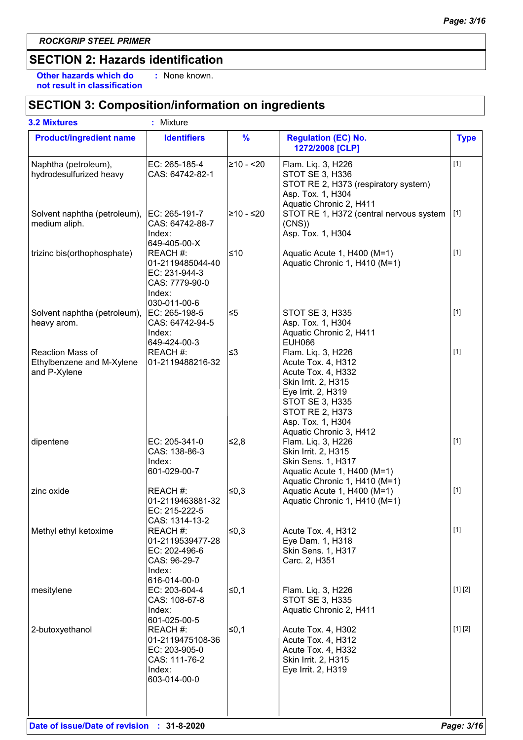**ROCKGRIP STEEL PRIMER**

## SECTION 2: Hazards identification

**Other hazards which do not result in classification** : None known.

## SECTION 3: Composition/information on ingredients

**3.2 Mixtures** : Mixture

| Product/ingredient name | Identifiers | % | Regulation (EC) No. 1272/2008 [CLP] | Type |
|---|---|---|---|---|
| Naphtha (petroleum), hydrodesulfurized heavy | EC: 265-185-4<br>CAS: 64742-82-1 | ≥10 - <20 | Flam. Liq. 3, H226<br>STOT SE 3, H336<br>STOT RE 2, H373 (respiratory system)<br>Asp. Tox. 1, H304<br>Aquatic Chronic 2, H411 | [1] |
| Solvent naphtha (petroleum), medium aliph. | EC: 265-191-7<br>CAS: 64742-88-7<br>Index: 649-405-00-X | ≥10 - ≤20 | STOT RE 1, H372 (central nervous system (CNS))<br>Asp. Tox. 1, H304 | [1] |
| trizinc bis(orthophosphate) | REACH #: 01-2119485044-40<br>EC: 231-944-3<br>CAS: 7779-90-0<br>Index: 030-011-00-6 | ≤10 | Aquatic Acute 1, H400 (M=1)<br>Aquatic Chronic 1, H410 (M=1) | [1] |
| Solvent naphtha (petroleum), heavy arom. | EC: 265-198-5<br>CAS: 64742-94-5<br>Index: 649-424-00-3 | ≤5 | STOT SE 3, H335<br>Asp. Tox. 1, H304<br>Aquatic Chronic 2, H411<br>EUH066 | [1] |
| Reaction Mass of Ethylbenzene and M-Xylene and P-Xylene | REACH #: 01-2119488216-32 | ≤3 | Flam. Liq. 3, H226<br>Acute Tox. 4, H312<br>Acute Tox. 4, H332<br>Skin Irrit. 2, H315<br>Eye Irrit. 2, H319<br>STOT SE 3, H335<br>STOT RE 2, H373<br>Asp. Tox. 1, H304<br>Aquatic Chronic 3, H412 | [1] |
| dipentene | EC: 205-341-0<br>CAS: 138-86-3<br>Index: 601-029-00-7 | ≤2,8 | Flam. Liq. 3, H226<br>Skin Irrit. 2, H315<br>Skin Sens. 1, H317<br>Aquatic Acute 1, H400 (M=1)<br>Aquatic Chronic 1, H410 (M=1) | [1] |
| zinc oxide | REACH #: 01-2119463881-32<br>EC: 215-222-5<br>CAS: 1314-13-2 | ≤0,3 | Aquatic Acute 1, H400 (M=1)<br>Aquatic Chronic 1, H410 (M=1) | [1] |
| Methyl ethyl ketoxime | REACH #: 01-2119539477-28<br>EC: 202-496-6<br>CAS: 96-29-7<br>Index: 616-014-00-0 | ≤0,3 | Acute Tox. 4, H312<br>Eye Dam. 1, H318<br>Skin Sens. 1, H317<br>Carc. 2, H351 | [1] |
| mesitylene | EC: 203-604-4<br>CAS: 108-67-8<br>Index: 601-025-00-5 | ≤0,1 | Flam. Liq. 3, H226<br>STOT SE 3, H335<br>Aquatic Chronic 2, H411 | [1] [2] |
| 2-butoxyethanol | REACH #: 01-2119475108-36<br>EC: 203-905-0<br>CAS: 111-76-2<br>Index: 603-014-00-0 | ≤0,1 | Acute Tox. 4, H302<br>Acute Tox. 4, H312<br>Acute Tox. 4, H332<br>Skin Irrit. 2, H315<br>Eye Irrit. 2, H319 | [1] [2] |

**Date of issue/Date of revision** : **31-8-2020**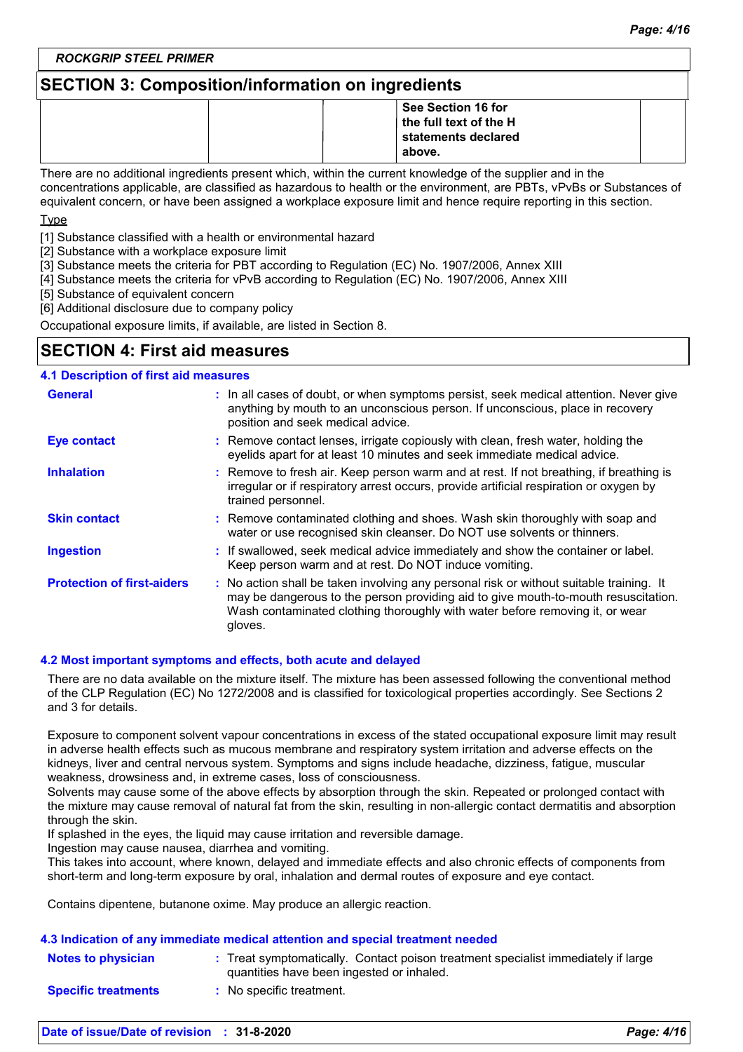## SECTION 3: Composition/information on ingredients

| | | | | |
|---|---|---|---|---|
| | | | **See Section 16 for the full text of the H statements declared above.** | |

There are no additional ingredients present which, within the current knowledge of the supplier and in the concentrations applicable, are classified as hazardous to health or the environment, are PBTs, vPvBs or Substances of equivalent concern, or have been assigned a workplace exposure limit and hence require reporting in this section.

Type

[1] Substance classified with a health or environmental hazard
[2] Substance with a workplace exposure limit
[3] Substance meets the criteria for PBT according to Regulation (EC) No. 1907/2006, Annex XIII
[4] Substance meets the criteria for vPvB according to Regulation (EC) No. 1907/2006, Annex XIII
[5] Substance of equivalent concern
[6] Additional disclosure due to company policy

Occupational exposure limits, if available, are listed in Section 8.

## SECTION 4: First aid measures

### 4.1 Description of first aid measures

**General** : In all cases of doubt, or when symptoms persist, seek medical attention. Never give anything by mouth to an unconscious person. If unconscious, place in recovery position and seek medical advice.

**Eye contact** : Remove contact lenses, irrigate copiously with clean, fresh water, holding the eyelids apart for at least 10 minutes and seek immediate medical advice.

**Inhalation** : Remove to fresh air. Keep person warm and at rest. If not breathing, if breathing is irregular or if respiratory arrest occurs, provide artificial respiration or oxygen by trained personnel.

**Skin contact** : Remove contaminated clothing and shoes. Wash skin thoroughly with soap and water or use recognised skin cleanser. Do NOT use solvents or thinners.

**Ingestion** : If swallowed, seek medical advice immediately and show the container or label. Keep person warm and at rest. Do NOT induce vomiting.

**Protection of first-aiders** : No action shall be taken involving any personal risk or without suitable training. It may be dangerous to the person providing aid to give mouth-to-mouth resuscitation. Wash contaminated clothing thoroughly with water before removing it, or wear gloves.

### 4.2 Most important symptoms and effects, both acute and delayed

There are no data available on the mixture itself. The mixture has been assessed following the conventional method of the CLP Regulation (EC) No 1272/2008 and is classified for toxicological properties accordingly. See Sections 2 and 3 for details.

Exposure to component solvent vapour concentrations in excess of the stated occupational exposure limit may result in adverse health effects such as mucous membrane and respiratory system irritation and adverse effects on the kidneys, liver and central nervous system. Symptoms and signs include headache, dizziness, fatigue, muscular weakness, drowsiness and, in extreme cases, loss of consciousness.
Solvents may cause some of the above effects by absorption through the skin. Repeated or prolonged contact with the mixture may cause removal of natural fat from the skin, resulting in non-allergic contact dermatitis and absorption through the skin.
If splashed in the eyes, the liquid may cause irritation and reversible damage.
Ingestion may cause nausea, diarrhea and vomiting.
This takes into account, where known, delayed and immediate effects and also chronic effects of components from short-term and long-term exposure by oral, inhalation and dermal routes of exposure and eye contact.

Contains dipentene, butanone oxime. May produce an allergic reaction.

### 4.3 Indication of any immediate medical attention and special treatment needed

**Notes to physician** : Treat symptomatically. Contact poison treatment specialist immediately if large quantities have been ingested or inhaled.

**Specific treatments** : No specific treatment.

Date of issue/Date of revision : 31-8-2020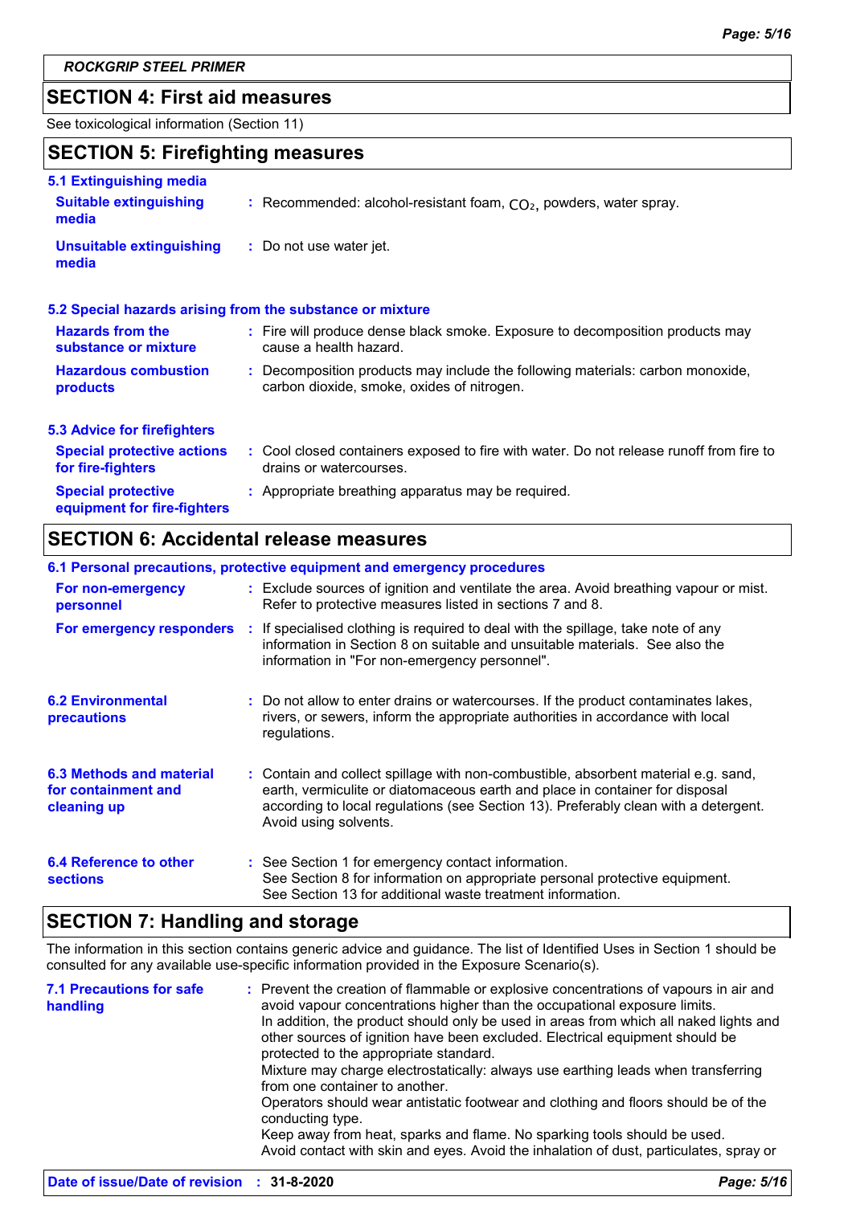## SECTION 4: First aid measures

See toxicological information (Section 11)

## SECTION 5: Firefighting measures

### 5.1 Extinguishing media

**Suitable extinguishing media** : Recommended: alcohol-resistant foam, $CO_2$, powders, water spray.

**Unsuitable extinguishing media** : Do not use water jet.

### 5.2 Special hazards arising from the substance or mixture

**Hazards from the substance or mixture** : Fire will produce dense black smoke. Exposure to decomposition products may cause a health hazard.

**Hazardous combustion products** : Decomposition products may include the following materials: carbon monoxide, carbon dioxide, smoke, oxides of nitrogen.

### 5.3 Advice for firefighters

**Special protective actions for fire-fighters** : Cool closed containers exposed to fire with water. Do not release runoff from fire to drains or watercourses.

**Special protective equipment for fire-fighters** : Appropriate breathing apparatus may be required.

## SECTION 6: Accidental release measures

### 6.1 Personal precautions, protective equipment and emergency procedures

**For non-emergency personnel** : Exclude sources of ignition and ventilate the area. Avoid breathing vapour or mist. Refer to protective measures listed in sections 7 and 8.

**For emergency responders** : If specialised clothing is required to deal with the spillage, take note of any information in Section 8 on suitable and unsuitable materials. See also the information in "For non-emergency personnel".

**6.2 Environmental precautions** : Do not allow to enter drains or watercourses. If the product contaminates lakes, rivers, or sewers, inform the appropriate authorities in accordance with local regulations.

**6.3 Methods and material for containment and cleaning up** : Contain and collect spillage with non-combustible, absorbent material e.g. sand, earth, vermiculite or diatomaceous earth and place in container for disposal according to local regulations (see Section 13). Preferably clean with a detergent. Avoid using solvents.

**6.4 Reference to other sections** : See Section 1 for emergency contact information.
See Section 8 for information on appropriate personal protective equipment.
See Section 13 for additional waste treatment information.

## SECTION 7: Handling and storage

The information in this section contains generic advice and guidance. The list of Identified Uses in Section 1 should be consulted for any available use-specific information provided in the Exposure Scenario(s).

**7.1 Precautions for safe handling** : Prevent the creation of flammable or explosive concentrations of vapours in air and avoid vapour concentrations higher than the occupational exposure limits.
In addition, the product should only be used in areas from which all naked lights and other sources of ignition have been excluded. Electrical equipment should be protected to the appropriate standard.
Mixture may charge electrostatically: always use earthing leads when transferring from one container to another.
Operators should wear antistatic footwear and clothing and floors should be of the conducting type.
Keep away from heat, sparks and flame. No sparking tools should be used.
Avoid contact with skin and eyes. Avoid the inhalation of dust, particulates, spray or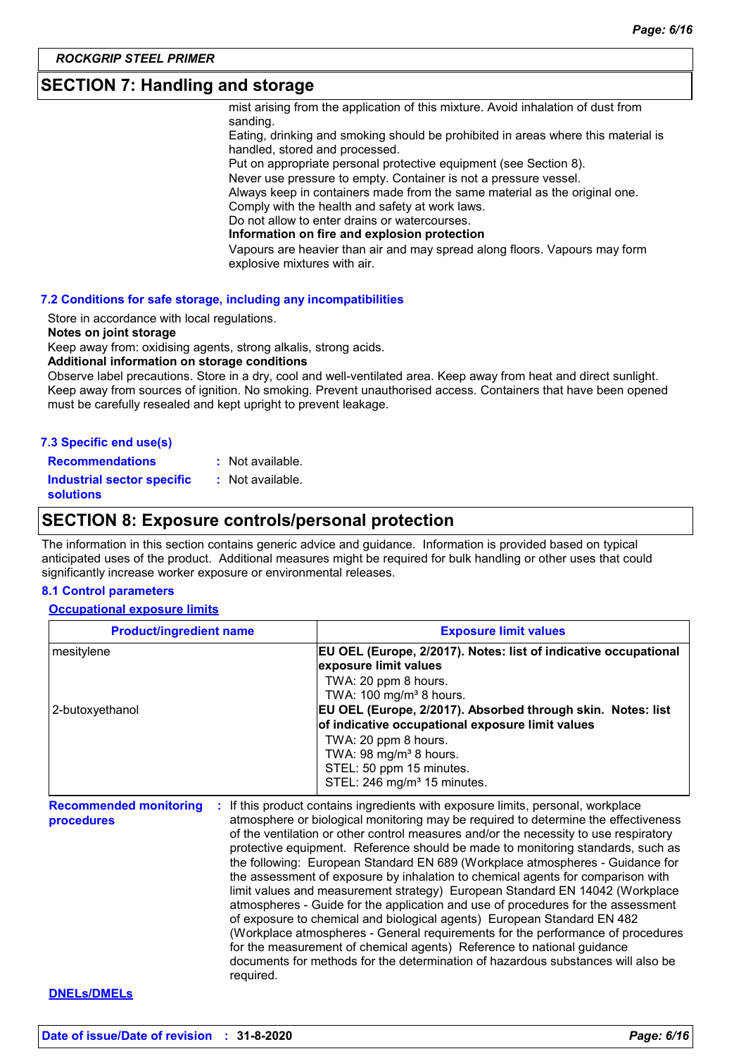## SECTION 7: Handling and storage

mist arising from the application of this mixture. Avoid inhalation of dust from sanding.
Eating, drinking and smoking should be prohibited in areas where this material is handled, stored and processed.
Put on appropriate personal protective equipment (see Section 8).
Never use pressure to empty. Container is not a pressure vessel.
Always keep in containers made from the same material as the original one.
Comply with the health and safety at work laws.
Do not allow to enter drains or watercourses.

**Information on fire and explosion protection**

Vapours are heavier than air and may spread along floors. Vapours may form explosive mixtures with air.

### 7.2 Conditions for safe storage, including any incompatibilities

Store in accordance with local regulations.

**Notes on joint storage**

Keep away from: oxidising agents, strong alkalis, strong acids.

**Additional information on storage conditions**

Observe label precautions. Store in a dry, cool and well-ventilated area. Keep away from heat and direct sunlight. Keep away from sources of ignition. No smoking. Prevent unauthorised access. Containers that have been opened must be carefully resealed and kept upright to prevent leakage.

### 7.3 Specific end use(s)

**Recommendations** : Not available.

**Industrial sector specific solutions** : Not available.

## SECTION 8: Exposure controls/personal protection

The information in this section contains generic advice and guidance. Information is provided based on typical anticipated uses of the product. Additional measures might be required for bulk handling or other uses that could significantly increase worker exposure or environmental releases.

### 8.1 Control parameters

**Occupational exposure limits**

| Product/ingredient name | Exposure limit values |
|---|---|
| mesitylene | **EU OEL (Europe, 2/2017). Notes: list of indicative occupational exposure limit values**<br>TWA: 20 ppm 8 hours.<br>TWA: 100 mg/m³ 8 hours. |
| 2-butoxyethanol | **EU OEL (Europe, 2/2017). Absorbed through skin. Notes: list of indicative occupational exposure limit values**<br>TWA: 20 ppm 8 hours.<br>TWA: 98 mg/m³ 8 hours.<br>STEL: 50 ppm 15 minutes.<br>STEL: 246 mg/m³ 15 minutes. |

**Recommended monitoring procedures** : If this product contains ingredients with exposure limits, personal, workplace atmosphere or biological monitoring may be required to determine the effectiveness of the ventilation or other control measures and/or the necessity to use respiratory protective equipment. Reference should be made to monitoring standards, such as the following: European Standard EN 689 (Workplace atmospheres - Guidance for the assessment of exposure by inhalation to chemical agents for comparison with limit values and measurement strategy) European Standard EN 14042 (Workplace atmospheres - Guide for the application and use of procedures for the assessment of exposure to chemical and biological agents) European Standard EN 482 (Workplace atmospheres - General requirements for the performance of procedures for the measurement of chemical agents) Reference to national guidance documents for methods for the determination of hazardous substances will also be required.

**DNELs/DMELs**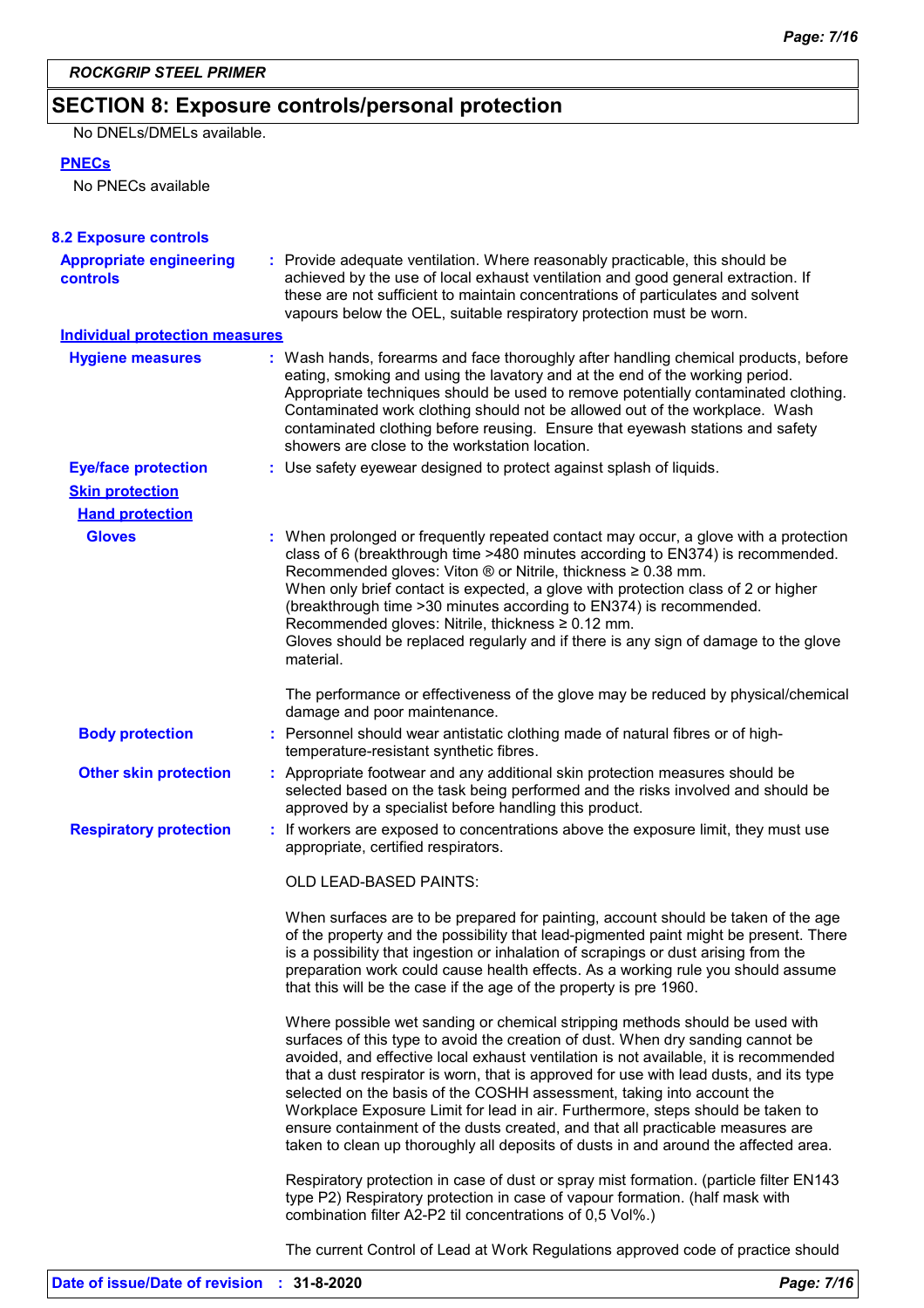## SECTION 8: Exposure controls/personal protection

No DNELs/DMELs available.

**PNECs**

No PNECs available

### 8.2 Exposure controls

**Appropriate engineering controls** : Provide adequate ventilation. Where reasonably practicable, this should be achieved by the use of local exhaust ventilation and good general extraction. If these are not sufficient to maintain concentrations of particulates and solvent vapours below the OEL, suitable respiratory protection must be worn.

**Individual protection measures**

**Hygiene measures** : Wash hands, forearms and face thoroughly after handling chemical products, before eating, smoking and using the lavatory and at the end of the working period. Appropriate techniques should be used to remove potentially contaminated clothing. Contaminated work clothing should not be allowed out of the workplace. Wash contaminated clothing before reusing. Ensure that eyewash stations and safety showers are close to the workstation location.

**Eye/face protection** : Use safety eyewear designed to protect against splash of liquids.

**Skin protection**

**Hand protection**

**Gloves** : When prolonged or frequently repeated contact may occur, a glove with a protection class of 6 (breakthrough time >480 minutes according to EN374) is recommended. Recommended gloves: Viton ® or Nitrile, thickness ≥ 0.38 mm.
When only brief contact is expected, a glove with protection class of 2 or higher (breakthrough time >30 minutes according to EN374) is recommended. Recommended gloves: Nitrile, thickness ≥ 0.12 mm.
Gloves should be replaced regularly and if there is any sign of damage to the glove material.

The performance or effectiveness of the glove may be reduced by physical/chemical damage and poor maintenance.

**Body protection** : Personnel should wear antistatic clothing made of natural fibres or of high-temperature-resistant synthetic fibres.

**Other skin protection** : Appropriate footwear and any additional skin protection measures should be selected based on the task being performed and the risks involved and should be approved by a specialist before handling this product.

**Respiratory protection** : If workers are exposed to concentrations above the exposure limit, they must use appropriate, certified respirators.

OLD LEAD-BASED PAINTS:

When surfaces are to be prepared for painting, account should be taken of the age of the property and the possibility that lead-pigmented paint might be present. There is a possibility that ingestion or inhalation of scrapings or dust arising from the preparation work could cause health effects. As a working rule you should assume that this will be the case if the age of the property is pre 1960.

Where possible wet sanding or chemical stripping methods should be used with surfaces of this type to avoid the creation of dust. When dry sanding cannot be avoided, and effective local exhaust ventilation is not available, it is recommended that a dust respirator is worn, that is approved for use with lead dusts, and its type selected on the basis of the COSHH assessment, taking into account the Workplace Exposure Limit for lead in air. Furthermore, steps should be taken to ensure containment of the dusts created, and that all practicable measures are taken to clean up thoroughly all deposits of dusts in and around the affected area.

Respiratory protection in case of dust or spray mist formation. (particle filter EN143 type P2) Respiratory protection in case of vapour formation. (half mask with combination filter A2-P2 til concentrations of 0,5 Vol%.)

The current Control of Lead at Work Regulations approved code of practice should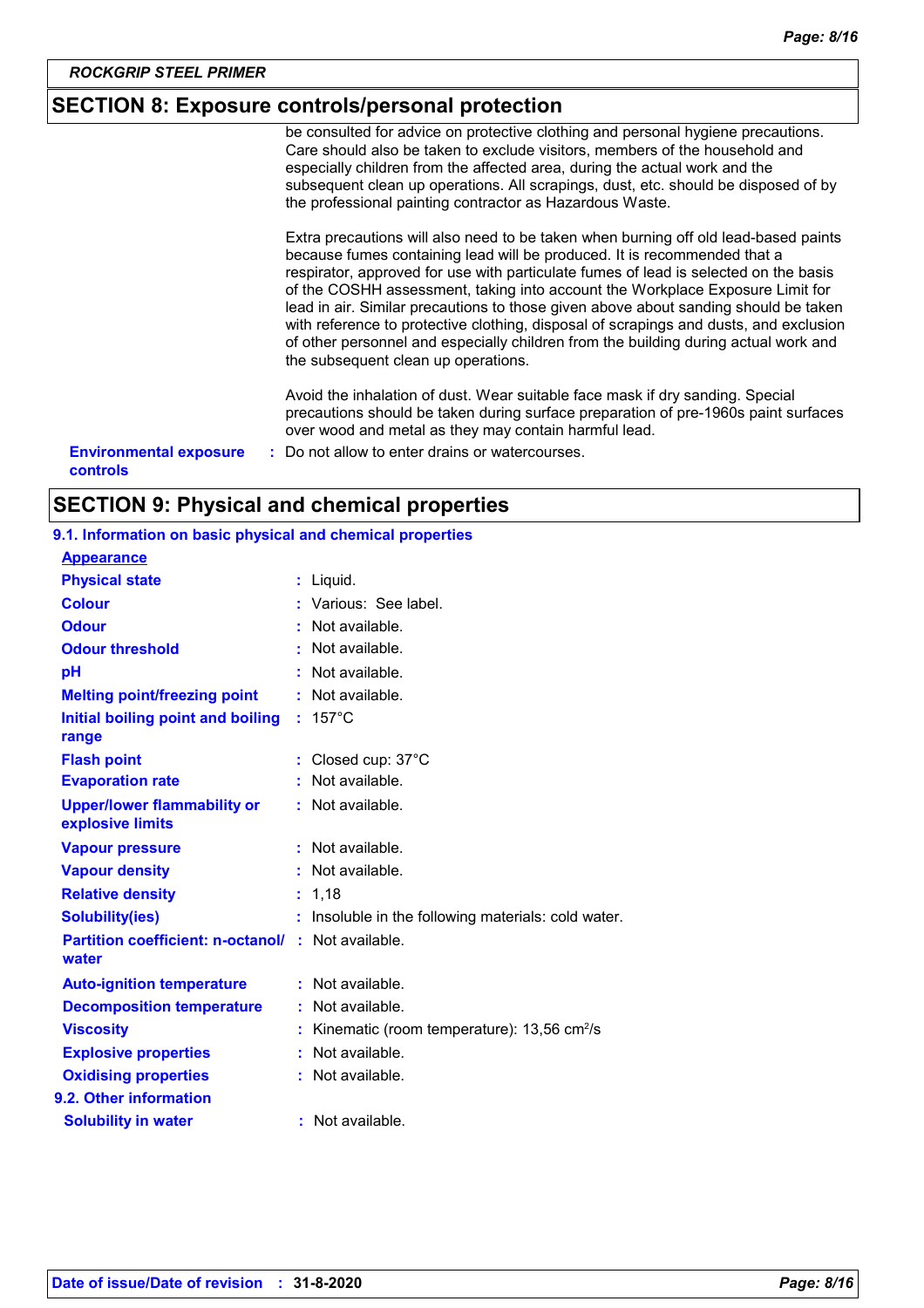## SECTION 8: Exposure controls/personal protection

be consulted for advice on protective clothing and personal hygiene precautions. Care should also be taken to exclude visitors, members of the household and especially children from the affected area, during the actual work and the subsequent clean up operations. All scrapings, dust, etc. should be disposed of by the professional painting contractor as Hazardous Waste.

Extra precautions will also need to be taken when burning off old lead-based paints because fumes containing lead will be produced. It is recommended that a respirator, approved for use with particulate fumes of lead is selected on the basis of the COSHH assessment, taking into account the Workplace Exposure Limit for lead in air. Similar precautions to those given above about sanding should be taken with reference to protective clothing, disposal of scrapings and dusts, and exclusion of other personnel and especially children from the building during actual work and the subsequent clean up operations.

Avoid the inhalation of dust. Wear suitable face mask if dry sanding. Special precautions should be taken during surface preparation of pre-1960s paint surfaces over wood and metal as they may contain harmful lead.

**Environmental exposure controls** : Do not allow to enter drains or watercourses.

## SECTION 9: Physical and chemical properties

### 9.1. Information on basic physical and chemical properties

**Appearance**

| Property | Value |
|---|---|
| **Physical state** | Liquid. |
| **Colour** | Various: See label. |
| **Odour** | Not available. |
| **Odour threshold** | Not available. |
| **pH** | Not available. |
| **Melting point/freezing point** | Not available. |
| **Initial boiling point and boiling range** | 157°C |
| **Flash point** | Closed cup: 37°C |
| **Evaporation rate** | Not available. |
| **Upper/lower flammability or explosive limits** | Not available. |
| **Vapour pressure** | Not available. |
| **Vapour density** | Not available. |
| **Relative density** | 1,18 |
| **Solubility(ies)** | Insoluble in the following materials: cold water. |
| **Partition coefficient: n-octanol/ water** | Not available. |
| **Auto-ignition temperature** | Not available. |
| **Decomposition temperature** | Not available. |
| **Viscosity** | Kinematic (room temperature): 13,56 $cm^2/s$ |
| **Explosive properties** | Not available. |
| **Oxidising properties** | Not available. |

### 9.2. Other information

| Property | Value |
|---|---|
| **Solubility in water** | Not available. |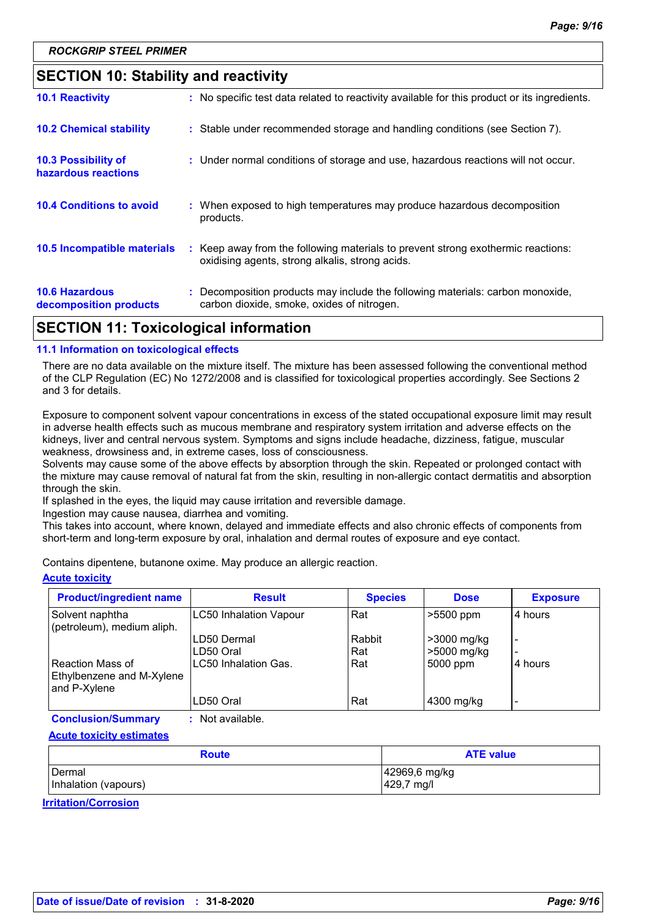ROCKGRIP STEEL PRIMER

## SECTION 10: Stability and reactivity

**10.1 Reactivity** : No specific test data related to reactivity available for this product or its ingredients.

**10.2 Chemical stability** : Stable under recommended storage and handling conditions (see Section 7).

**10.3 Possibility of hazardous reactions** : Under normal conditions of storage and use, hazardous reactions will not occur.

**10.4 Conditions to avoid** : When exposed to high temperatures may produce hazardous decomposition products.

**10.5 Incompatible materials** : Keep away from the following materials to prevent strong exothermic reactions: oxidising agents, strong alkalis, strong acids.

**10.6 Hazardous decomposition products** : Decomposition products may include the following materials: carbon monoxide, carbon dioxide, smoke, oxides of nitrogen.

## SECTION 11: Toxicological information

### 11.1 Information on toxicological effects

There are no data available on the mixture itself. The mixture has been assessed following the conventional method of the CLP Regulation (EC) No 1272/2008 and is classified for toxicological properties accordingly. See Sections 2 and 3 for details.

Exposure to component solvent vapour concentrations in excess of the stated occupational exposure limit may result in adverse health effects such as mucous membrane and respiratory system irritation and adverse effects on the kidneys, liver and central nervous system. Symptoms and signs include headache, dizziness, fatigue, muscular weakness, drowsiness and, in extreme cases, loss of consciousness.
Solvents may cause some of the above effects by absorption through the skin. Repeated or prolonged contact with the mixture may cause removal of natural fat from the skin, resulting in non-allergic contact dermatitis and absorption through the skin.
If splashed in the eyes, the liquid may cause irritation and reversible damage.
Ingestion may cause nausea, diarrhea and vomiting.
This takes into account, where known, delayed and immediate effects and also chronic effects of components from short-term and long-term exposure by oral, inhalation and dermal routes of exposure and eye contact.

Contains dipentene, butanone oxime. May produce an allergic reaction.

**Acute toxicity**

| Product/ingredient name | Result | Species | Dose | Exposure |
|---|---|---|---|---|
| Solvent naphtha (petroleum), medium aliph. | LC50 Inhalation Vapour | Rat | >5500 ppm | 4 hours |
| | LD50 Dermal | Rabbit | >3000 mg/kg | - |
| | LD50 Oral | Rat | >5000 mg/kg | - |
| Reaction Mass of Ethylbenzene and M-Xylene and P-Xylene | LC50 Inhalation Gas. | Rat | 5000 ppm | 4 hours |
| | LD50 Oral | Rat | 4300 mg/kg | - |

**Conclusion/Summary** : Not available.

**Acute toxicity estimates**

| Route | ATE value |
|---|---|
| Dermal | 42969,6 mg/kg |
| Inhalation (vapours) | 429,7 mg/l |

**Irritation/Corrosion**

Date of issue/Date of revision : 31-8-2020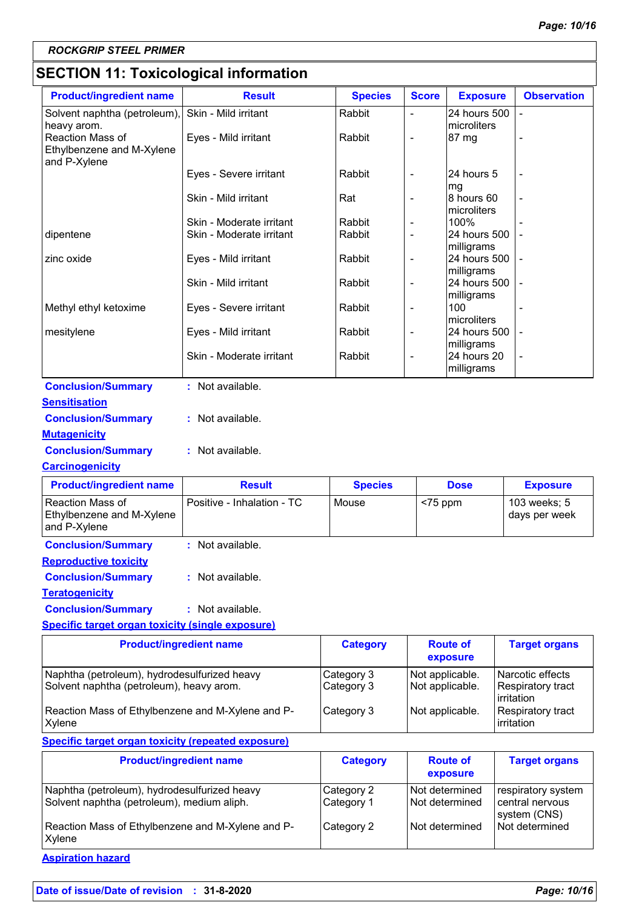*ROCKGRIP STEEL PRIMER*

## SECTION 11: Toxicological information

| Product/ingredient name | Result | Species | Score | Exposure | Observation |
|---|---|---|---|---|---|
| Solvent naphtha (petroleum), heavy arom. | Skin - Mild irritant | Rabbit | - | 24 hours 500 microliters | - |
| Reaction Mass of Ethylbenzene and M-Xylene and P-Xylene | Eyes - Mild irritant | Rabbit | - | 87 mg | - |
| | Eyes - Severe irritant | Rabbit | - | 24 hours 5 mg | - |
| | Skin - Mild irritant | Rat | - | 8 hours 60 microliters | - |
| | Skin - Moderate irritant | Rabbit | - | 100% | - |
| dipentene | Skin - Moderate irritant | Rabbit | - | 24 hours 500 milligrams | - |
| zinc oxide | Eyes - Mild irritant | Rabbit | - | 24 hours 500 milligrams | - |
| | Skin - Mild irritant | Rabbit | - | 24 hours 500 milligrams | - |
| Methyl ethyl ketoxime | Eyes - Severe irritant | Rabbit | - | 100 microliters | - |
| mesitylene | Eyes - Mild irritant | Rabbit | - | 24 hours 500 milligrams | - |
| | Skin - Moderate irritant | Rabbit | - | 24 hours 20 milligrams | - |

**Conclusion/Summary** : Not available.

**Sensitisation**

**Conclusion/Summary** : Not available.

**Mutagenicity**

**Conclusion/Summary** : Not available.

**Carcinogenicity**

| Product/ingredient name | Result | Species | Dose | Exposure |
|---|---|---|---|---|
| Reaction Mass of Ethylbenzene and M-Xylene and P-Xylene | Positive - Inhalation - TC | Mouse | <75 ppm | 103 weeks; 5 days per week |

**Conclusion/Summary** : Not available.

**Reproductive toxicity**

**Conclusion/Summary** : Not available.

**Teratogenicity**

**Conclusion/Summary** : Not available.

**Specific target organ toxicity (single exposure)**

| Product/ingredient name | Category | Route of exposure | Target organs |
|---|---|---|---|
| Naphtha (petroleum), hydrodesulfurized heavy | Category 3 | Not applicable. | Narcotic effects |
| Solvent naphtha (petroleum), heavy arom. | Category 3 | Not applicable. | Respiratory tract irritation |
| Reaction Mass of Ethylbenzene and M-Xylene and P-Xylene | Category 3 | Not applicable. | Respiratory tract irritation |

**Specific target organ toxicity (repeated exposure)**

| Product/ingredient name | Category | Route of exposure | Target organs |
|---|---|---|---|
| Naphtha (petroleum), hydrodesulfurized heavy | Category 2 | Not determined | respiratory system |
| Solvent naphtha (petroleum), medium aliph. | Category 1 | Not determined | central nervous system (CNS) |
| Reaction Mass of Ethylbenzene and M-Xylene and P-Xylene | Category 2 | Not determined | Not determined |

**Aspiration hazard**

**Date of issue/Date of revision** : **31-8-2020**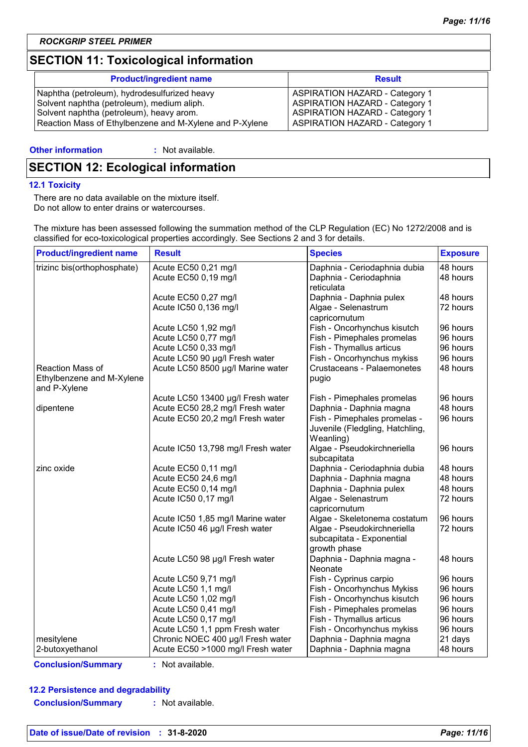## SECTION 11: Toxicological information

| Product/ingredient name | Result |
|---|---|
| Naphtha (petroleum), hydrodesulfurized heavy | ASPIRATION HAZARD - Category 1 |
| Solvent naphtha (petroleum), medium aliph. | ASPIRATION HAZARD - Category 1 |
| Solvent naphtha (petroleum), heavy arom. | ASPIRATION HAZARD - Category 1 |
| Reaction Mass of Ethylbenzene and M-Xylene and P-Xylene | ASPIRATION HAZARD - Category 1 |

**Other information** : Not available.

## SECTION 12: Ecological information

### 12.1 Toxicity

There are no data available on the mixture itself.
Do not allow to enter drains or watercourses.

The mixture has been assessed following the summation method of the CLP Regulation (EC) No 1272/2008 and is classified for eco-toxicological properties accordingly. See Sections 2 and 3 for details.

| Product/ingredient name | Result | Species | Exposure |
|---|---|---|---|
| trizinc bis(orthophosphate) | Acute EC50 0,21 mg/l | Daphnia - Ceriodaphnia dubia | 48 hours |
| | Acute EC50 0,19 mg/l | Daphnia - Ceriodaphnia reticulata | 48 hours |
| | Acute EC50 0,27 mg/l | Daphnia - Daphnia pulex | 48 hours |
| | Acute IC50 0,136 mg/l | Algae - Selenastrum capricornutum | 72 hours |
| | Acute LC50 1,92 mg/l | Fish - Oncorhynchus kisutch | 96 hours |
| | Acute LC50 0,77 mg/l | Fish - Pimephales promelas | 96 hours |
| | Acute LC50 0,33 mg/l | Fish - Thymallus articus | 96 hours |
| | Acute LC50 90 µg/l Fresh water | Fish - Oncorhynchus mykiss | 96 hours |
| Reaction Mass of Ethylbenzene and M-Xylene and P-Xylene | Acute LC50 8500 µg/l Marine water | Crustaceans - Palaemonetes pugio | 48 hours |
| | Acute LC50 13400 µg/l Fresh water | Fish - Pimephales promelas | 96 hours |
| dipentene | Acute EC50 28,2 mg/l Fresh water | Daphnia - Daphnia magna | 48 hours |
| | Acute EC50 20,2 mg/l Fresh water | Fish - Pimephales promelas - Juvenile (Fledgling, Hatchling, Weanling) | 96 hours |
| | Acute IC50 13,798 mg/l Fresh water | Algae - Pseudokirchneriella subcapitata | 96 hours |
| zinc oxide | Acute EC50 0,11 mg/l | Daphnia - Ceriodaphnia dubia | 48 hours |
| | Acute EC50 24,6 mg/l | Daphnia - Daphnia magna | 48 hours |
| | Acute EC50 0,14 mg/l | Daphnia - Daphnia pulex | 48 hours |
| | Acute IC50 0,17 mg/l | Algae - Selenastrum capricornutum | 72 hours |
| | Acute IC50 1,85 mg/l Marine water | Algae - Skeletonema costatum | 96 hours |
| | Acute IC50 46 µg/l Fresh water | Algae - Pseudokirchneriella subcapitata - Exponential growth phase | 72 hours |
| | Acute LC50 98 µg/l Fresh water | Daphnia - Daphnia magna - Neonate | 48 hours |
| | Acute LC50 9,71 mg/l | Fish - Cyprinus carpio | 96 hours |
| | Acute LC50 1,1 mg/l | Fish - Oncorhynchus Mykiss | 96 hours |
| | Acute LC50 1,02 mg/l | Fish - Oncorhynchus kisutch | 96 hours |
| | Acute LC50 0,41 mg/l | Fish - Pimephales promelas | 96 hours |
| | Acute LC50 0,17 mg/l | Fish - Thymallus articus | 96 hours |
| | Acute LC50 1,1 ppm Fresh water | Fish - Oncorhynchus mykiss | 96 hours |
| mesitylene | Chronic NOEC 400 µg/l Fresh water | Daphnia - Daphnia magna | 21 days |
| 2-butoxyethanol | Acute EC50 >1000 mg/l Fresh water | Daphnia - Daphnia magna | 48 hours |

**Conclusion/Summary** : Not available.

### 12.2 Persistence and degradability

**Conclusion/Summary** : Not available.

**Date of issue/Date of revision** : 31-8-2020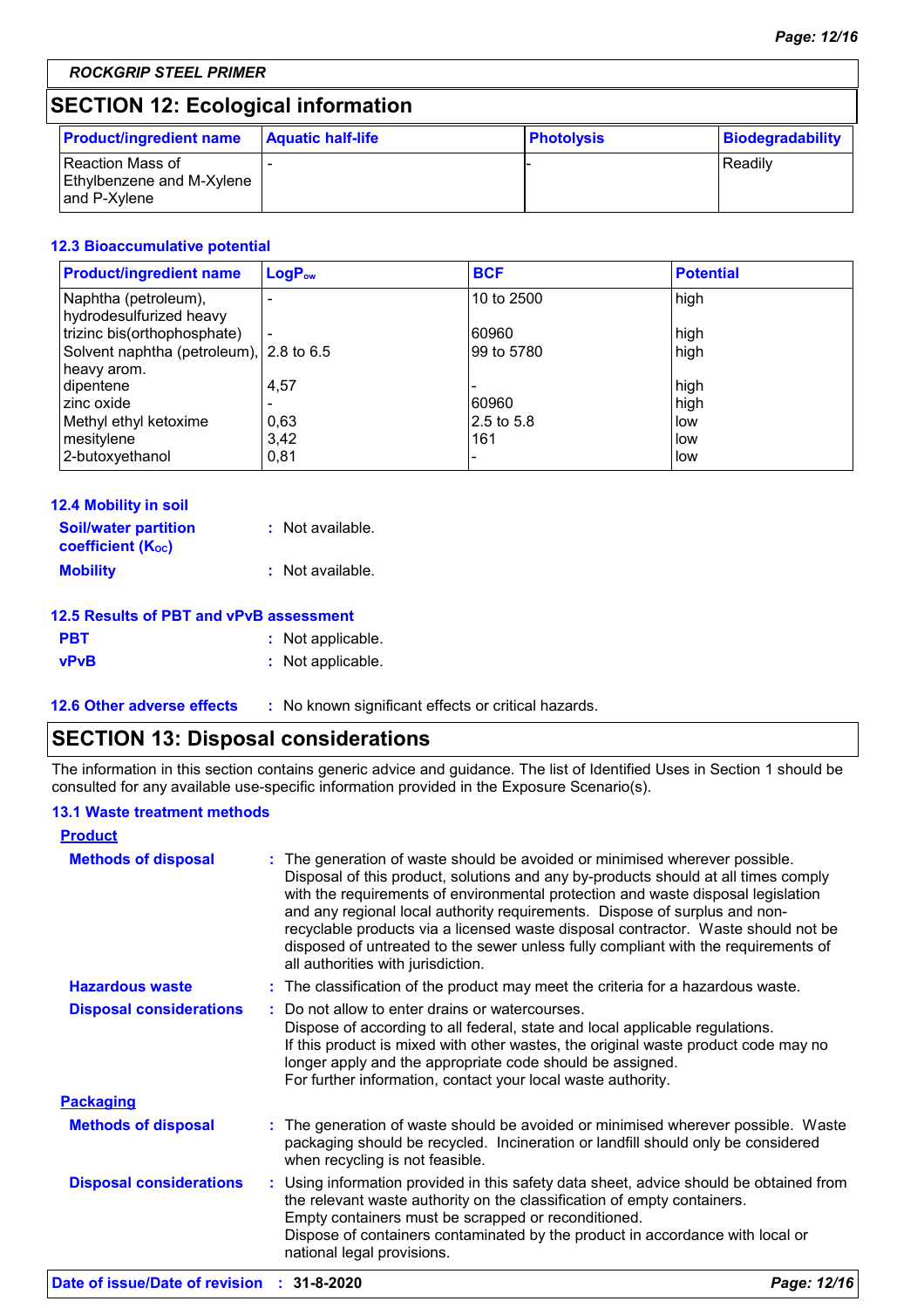## SECTION 12: Ecological information

| Product/ingredient name | Aquatic half-life | Photolysis | Biodegradability |
|---|---|---|---|
| Reaction Mass of Ethylbenzene and M-Xylene and P-Xylene | - | - | Readily |

### 12.3 Bioaccumulative potential

| Product/ingredient name | $LogP_{ow}$ | BCF | Potential |
|---|---|---|---|
| Naphtha (petroleum), hydrodesulfurized heavy | - | 10 to 2500 | high |
| trizinc bis(orthophosphate) | - | 60960 | high |
| Solvent naphtha (petroleum), heavy arom. | 2.8 to 6.5 | 99 to 5780 | high |
| dipentene | 4,57 | - | high |
| zinc oxide | - | 60960 | high |
| Methyl ethyl ketoxime | 0,63 | 2.5 to 5.8 | low |
| mesitylene | 3,42 | 161 | low |
| 2-butoxyethanol | 0,81 | - | low |

### 12.4 Mobility in soil

**Soil/water partition coefficient ($K_{OC}$)** : Not available.

**Mobility** : Not available.

### 12.5 Results of PBT and vPvB assessment

**PBT** : Not applicable.

**vPvB** : Not applicable.

### 12.6 Other adverse effects

: No known significant effects or critical hazards.

## SECTION 13: Disposal considerations

The information in this section contains generic advice and guidance. The list of Identified Uses in Section 1 should be consulted for any available use-specific information provided in the Exposure Scenario(s).

### 13.1 Waste treatment methods

**Product**

**Methods of disposal** : The generation of waste should be avoided or minimised wherever possible. Disposal of this product, solutions and any by-products should at all times comply with the requirements of environmental protection and waste disposal legislation and any regional local authority requirements. Dispose of surplus and non-recyclable products via a licensed waste disposal contractor. Waste should not be disposed of untreated to the sewer unless fully compliant with the requirements of all authorities with jurisdiction.

**Hazardous waste** : The classification of the product may meet the criteria for a hazardous waste.

**Disposal considerations** : Do not allow to enter drains or watercourses.
Dispose of according to all federal, state and local applicable regulations.
If this product is mixed with other wastes, the original waste product code may no longer apply and the appropriate code should be assigned.
For further information, contact your local waste authority.

**Packaging**

**Methods of disposal** : The generation of waste should be avoided or minimised wherever possible. Waste packaging should be recycled. Incineration or landfill should only be considered when recycling is not feasible.

**Disposal considerations** : Using information provided in this safety data sheet, advice should be obtained from the relevant waste authority on the classification of empty containers.
Empty containers must be scrapped or reconditioned.
Dispose of containers contaminated by the product in accordance with local or national legal provisions.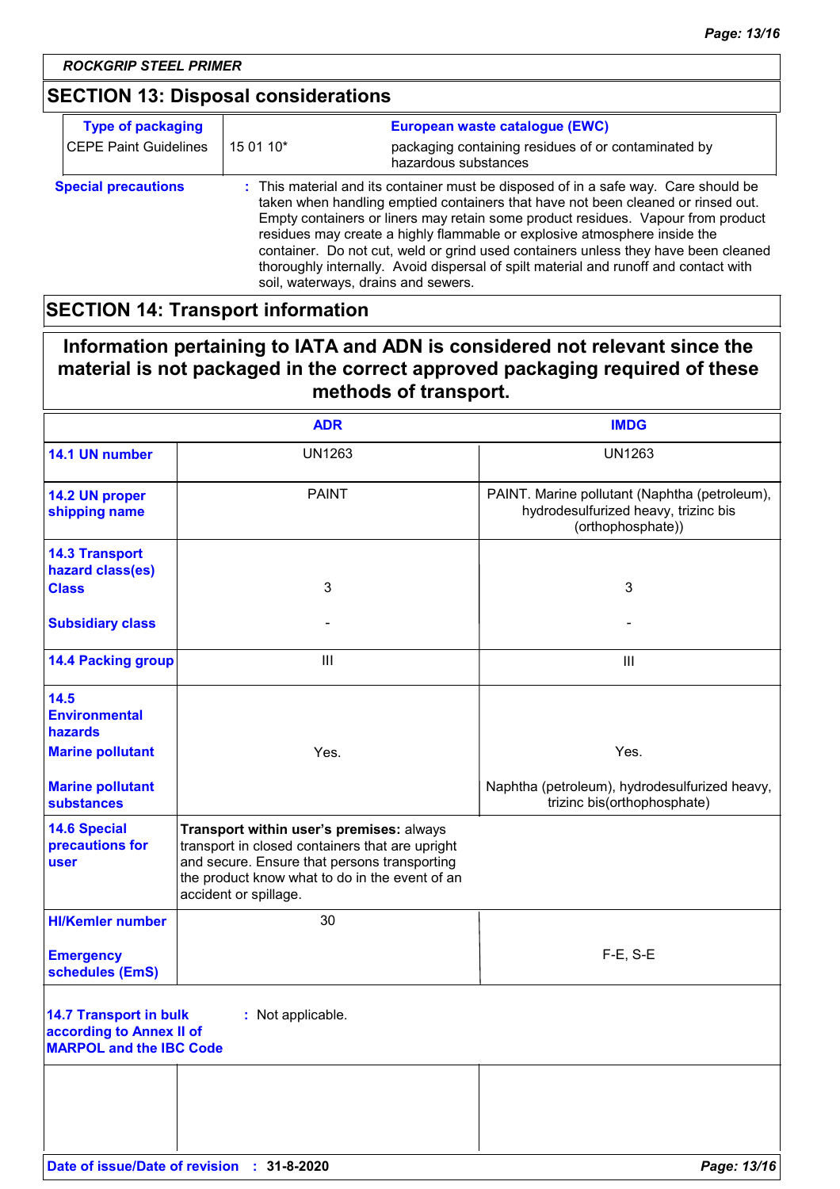## SECTION 13: Disposal considerations

| Type of packaging | European waste catalogue (EWC) | |
|---|---|---|
| CEPE Paint Guidelines | 15 01 10* | packaging containing residues of or contaminated by hazardous substances |

**Special precautions** : This material and its container must be disposed of in a safe way. Care should be taken when handling emptied containers that have not been cleaned or rinsed out. Empty containers or liners may retain some product residues. Vapour from product residues may create a highly flammable or explosive atmosphere inside the container. Do not cut, weld or grind used containers unless they have been cleaned thoroughly internally. Avoid dispersal of spilt material and runoff and contact with soil, waterways, drains and sewers.

## SECTION 14: Transport information

**Information pertaining to IATA and ADN is considered not relevant since the material is not packaged in the correct approved packaging required of these methods of transport.**

| | ADR | IMDG |
|---|---|---|
| **14.1 UN number** | UN1263 | UN1263 |
| **14.2 UN proper shipping name** | PAINT | PAINT. Marine pollutant (Naphtha (petroleum), hydrodesulfurized heavy, trizinc bis (orthophosphate)) |
| **14.3 Transport hazard class(es)** **Class** | 3 | 3 |
| **Subsidiary class** | - | - |
| **14.4 Packing group** | III | III |
| **14.5 Environmental hazards** **Marine pollutant** | Yes. | Yes. |
| **Marine pollutant substances** | | Naphtha (petroleum), hydrodesulfurized heavy, trizinc bis(orthophosphate) |
| **14.6 Special precautions for user** | **Transport within user's premises:** always transport in closed containers that are upright and secure. Ensure that persons transporting the product know what to do in the event of an accident or spillage. | |
| **HI/Kemler number** | 30 | |
| **Emergency schedules (EmS)** | | F-E, S-E |

**14.7 Transport in bulk according to Annex II of MARPOL and the IBC Code** : Not applicable.

**Date of issue/Date of revision** : **31-8-2020**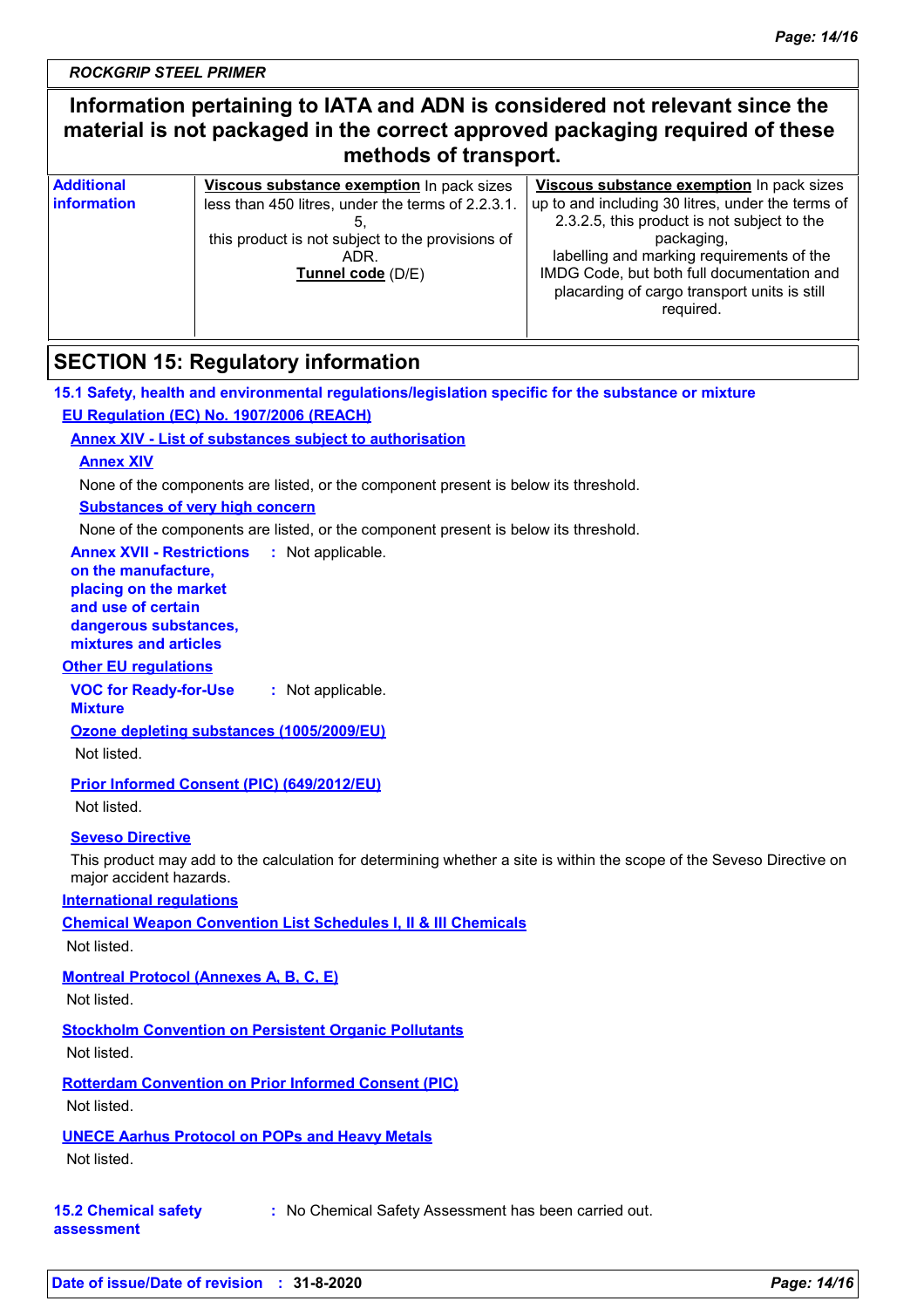ROCKGRIP STEEL PRIMER

**Information pertaining to IATA and ADN is considered not relevant since the material is not packaged in the correct approved packaging required of these methods of transport.**

| | | |
|---|---|---|
| **Additional information** | **Viscous substance exemption** In pack sizes less than 450 litres, under the terms of 2.2.3.1.5, this product is not subject to the provisions of ADR. **Tunnel code** (D/E) | **Viscous substance exemption** In pack sizes up to and including 30 litres, under the terms of 2.3.2.5, this product is not subject to the packaging, labelling and marking requirements of the IMDG Code, but both full documentation and placarding of cargo transport units is still required. |

## SECTION 15: Regulatory information

**15.1 Safety, health and environmental regulations/legislation specific for the substance or mixture**

**EU Regulation (EC) No. 1907/2006 (REACH)**

**Annex XIV - List of substances subject to authorisation**

**Annex XIV**

None of the components are listed, or the component present is below its threshold.

**Substances of very high concern**

None of the components are listed, or the component present is below its threshold.

**Annex XVII - Restrictions on the manufacture, placing on the market and use of certain dangerous substances, mixtures and articles** : Not applicable.

**Other EU regulations**

**VOC for Ready-for-Use Mixture** : Not applicable.

**Ozone depleting substances (1005/2009/EU)**

Not listed.

**Prior Informed Consent (PIC) (649/2012/EU)**

Not listed.

**Seveso Directive**

This product may add to the calculation for determining whether a site is within the scope of the Seveso Directive on major accident hazards.

**International regulations**

**Chemical Weapon Convention List Schedules I, II & III Chemicals**

Not listed.

**Montreal Protocol (Annexes A, B, C, E)**

Not listed.

**Stockholm Convention on Persistent Organic Pollutants**

Not listed.

**Rotterdam Convention on Prior Informed Consent (PIC)**

Not listed.

**UNECE Aarhus Protocol on POPs and Heavy Metals**

Not listed.

**15.2 Chemical safety assessment** : No Chemical Safety Assessment has been carried out.

**Date of issue/Date of revision** : **31-8-2020**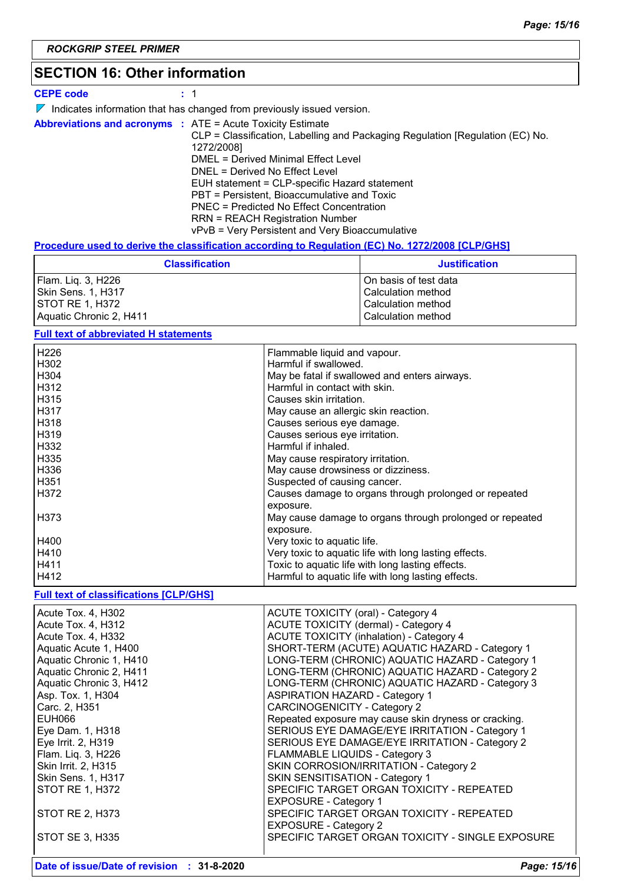## SECTION 16: Other information

**CEPE code** : 1

◤ Indicates information that has changed from previously issued version.

**Abbreviations and acronyms** : ATE = Acute Toxicity Estimate
CLP = Classification, Labelling and Packaging Regulation [Regulation (EC) No. 1272/2008]
DMEL = Derived Minimal Effect Level
DNEL = Derived No Effect Level
EUH statement = CLP-specific Hazard statement
PBT = Persistent, Bioaccumulative and Toxic
PNEC = Predicted No Effect Concentration
RRN = REACH Registration Number
vPvB = Very Persistent and Very Bioaccumulative

**Procedure used to derive the classification according to Regulation (EC) No. 1272/2008 [CLP/GHS]**

| Classification | Justification |
|---|---|
| Flam. Liq. 3, H226 | On basis of test data |
| Skin Sens. 1, H317 | Calculation method |
| STOT RE 1, H372 | Calculation method |
| Aquatic Chronic 2, H411 | Calculation method |

**Full text of abbreviated H statements**

| | |
|---|---|
| H226 | Flammable liquid and vapour. |
| H302 | Harmful if swallowed. |
| H304 | May be fatal if swallowed and enters airways. |
| H312 | Harmful in contact with skin. |
| H315 | Causes skin irritation. |
| H317 | May cause an allergic skin reaction. |
| H318 | Causes serious eye damage. |
| H319 | Causes serious eye irritation. |
| H332 | Harmful if inhaled. |
| H335 | May cause respiratory irritation. |
| H336 | May cause drowsiness or dizziness. |
| H351 | Suspected of causing cancer. |
| H372 | Causes damage to organs through prolonged or repeated exposure. |
| H373 | May cause damage to organs through prolonged or repeated exposure. |
| H400 | Very toxic to aquatic life. |
| H410 | Very toxic to aquatic life with long lasting effects. |
| H411 | Toxic to aquatic life with long lasting effects. |
| H412 | Harmful to aquatic life with long lasting effects. |

**Full text of classifications [CLP/GHS]**

| | |
|---|---|
| Acute Tox. 4, H302 | ACUTE TOXICITY (oral) - Category 4 |
| Acute Tox. 4, H312 | ACUTE TOXICITY (dermal) - Category 4 |
| Acute Tox. 4, H332 | ACUTE TOXICITY (inhalation) - Category 4 |
| Aquatic Acute 1, H400 | SHORT-TERM (ACUTE) AQUATIC HAZARD - Category 1 |
| Aquatic Chronic 1, H410 | LONG-TERM (CHRONIC) AQUATIC HAZARD - Category 1 |
| Aquatic Chronic 2, H411 | LONG-TERM (CHRONIC) AQUATIC HAZARD - Category 2 |
| Aquatic Chronic 3, H412 | LONG-TERM (CHRONIC) AQUATIC HAZARD - Category 3 |
| Asp. Tox. 1, H304 | ASPIRATION HAZARD - Category 1 |
| Carc. 2, H351 | CARCINOGENICITY - Category 2 |
| EUH066 | Repeated exposure may cause skin dryness or cracking. |
| Eye Dam. 1, H318 | SERIOUS EYE DAMAGE/EYE IRRITATION - Category 1 |
| Eye Irrit. 2, H319 | SERIOUS EYE DAMAGE/EYE IRRITATION - Category 2 |
| Flam. Liq. 3, H226 | FLAMMABLE LIQUIDS - Category 3 |
| Skin Irrit. 2, H315 | SKIN CORROSION/IRRITATION - Category 2 |
| Skin Sens. 1, H317 | SKIN SENSITISATION - Category 1 |
| STOT RE 1, H372 | SPECIFIC TARGET ORGAN TOXICITY - REPEATED EXPOSURE - Category 1 |
| STOT RE 2, H373 | SPECIFIC TARGET ORGAN TOXICITY - REPEATED EXPOSURE - Category 2 |
| STOT SE 3, H335 | SPECIFIC TARGET ORGAN TOXICITY - SINGLE EXPOSURE |

**Date of issue/Date of revision** : **31-8-2020**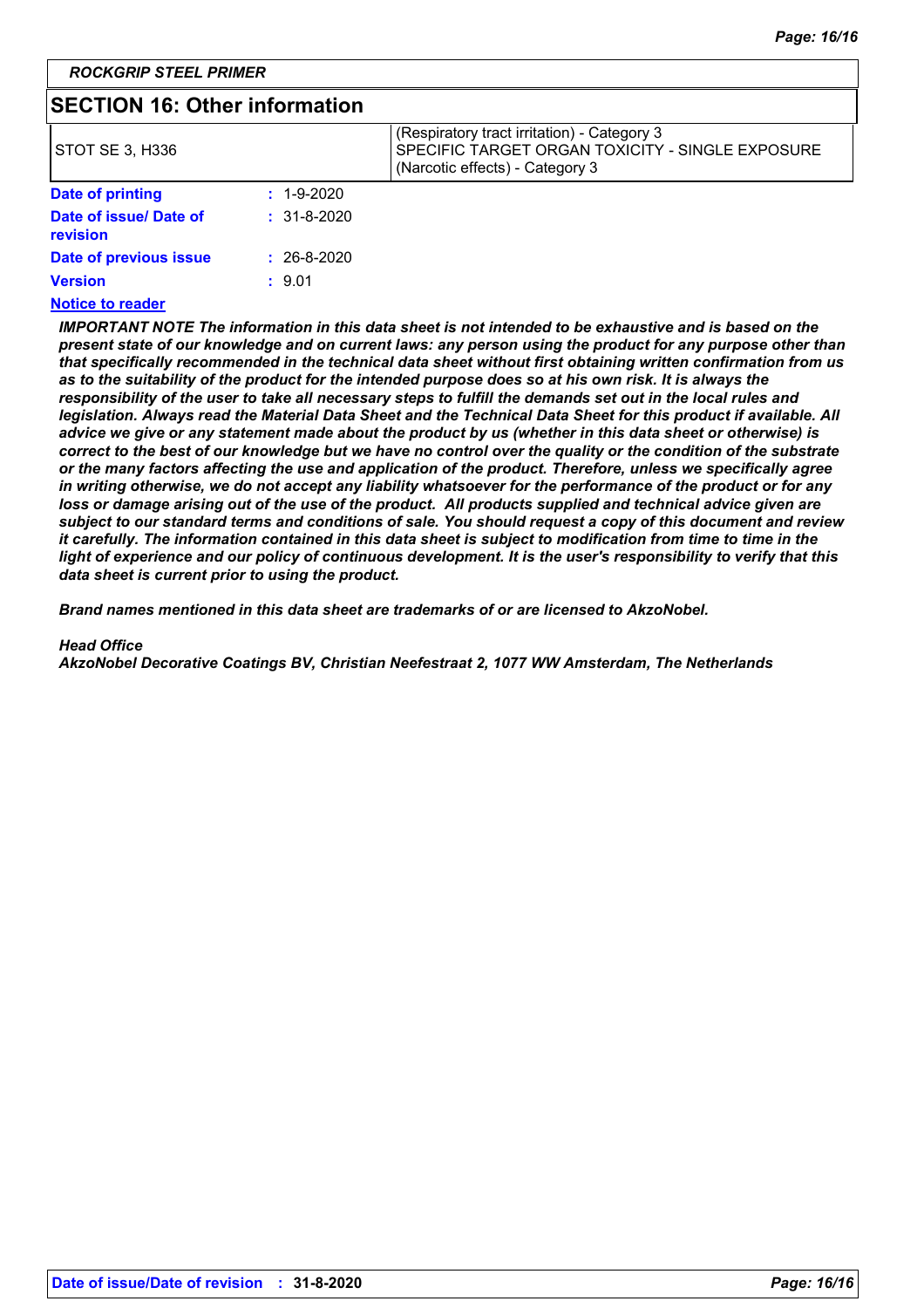## SECTION 16: Other information

| | |
|---|---|
| STOT SE 3, H336 | (Respiratory tract irritation) - Category 3<br>SPECIFIC TARGET ORGAN TOXICITY - SINGLE EXPOSURE (Narcotic effects) - Category 3 |

**Date of printing** : 1-9-2020

**Date of issue/ Date of revision** : 31-8-2020

**Date of previous issue** : 26-8-2020

**Version** : 9.01

**Notice to reader**

***IMPORTANT NOTE The information in this data sheet is not intended to be exhaustive and is based on the present state of our knowledge and on current laws: any person using the product for any purpose other than that specifically recommended in the technical data sheet without first obtaining written confirmation from us as to the suitability of the product for the intended purpose does so at his own risk. It is always the responsibility of the user to take all necessary steps to fulfill the demands set out in the local rules and legislation. Always read the Material Data Sheet and the Technical Data Sheet for this product if available. All advice we give or any statement made about the product by us (whether in this data sheet or otherwise) is correct to the best of our knowledge but we have no control over the quality or the condition of the substrate or the many factors affecting the use and application of the product. Therefore, unless we specifically agree in writing otherwise, we do not accept any liability whatsoever for the performance of the product or for any loss or damage arising out of the use of the product. All products supplied and technical advice given are subject to our standard terms and conditions of sale. You should request a copy of this document and review it carefully. The information contained in this data sheet is subject to modification from time to time in the light of experience and our policy of continuous development. It is the user's responsibility to verify that this data sheet is current prior to using the product.***

***Brand names mentioned in this data sheet are trademarks of or are licensed to AkzoNobel.***

***Head Office***
***AkzoNobel Decorative Coatings BV, Christian Neefestraat 2, 1077 WW Amsterdam, The Netherlands***